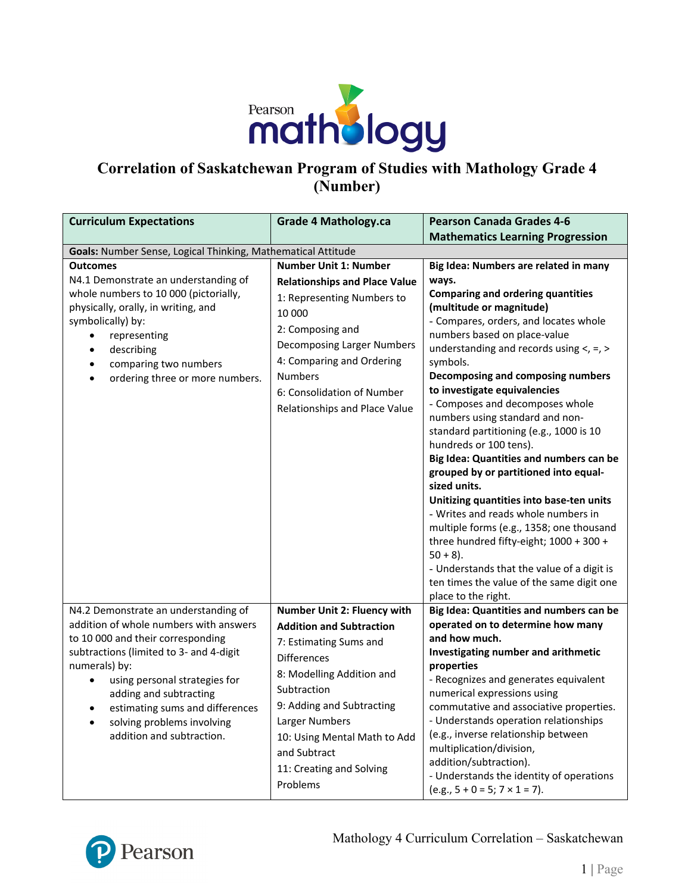# Correlation of Saskatchewan Program of Studies with Mathology Grade 4 (Number)

| Curriculum Expectations | Grade 4 Mathology.ca | Pearson Canada Grades 4-6 Mathematics Learning Progression |
|---|---|---|
| **Goals:** Number Sense, Logical Thinking, Mathematical Attitude | | |
| **Outcomes**<br>N4.1 Demonstrate an understanding of whole numbers to 10 000 (pictorially, physically, orally, in writing, and symbolically) by:<br>• representing<br>• describing<br>• comparing two numbers<br>• ordering three or more numbers. | **Number Unit 1: Number Relationships and Place Value**<br>1: Representing Numbers to 10 000<br>2: Composing and Decomposing Larger Numbers<br>4: Comparing and Ordering Numbers<br>6: Consolidation of Number Relationships and Place Value | **Big Idea: Numbers are related in many ways.**<br>**Comparing and ordering quantities (multitude or magnitude)**<br>- Compares, orders, and locates whole numbers based on place-value understanding and records using <, =, > symbols.<br>**Decomposing and composing numbers to investigate equivalencies**<br>- Composes and decomposes whole numbers using standard and non-standard partitioning (e.g., 1000 is 10 hundreds or 100 tens).<br>**Big Idea: Quantities and numbers can be grouped by or partitioned into equal-sized units.**<br>**Unitizing quantities into base-ten units**<br>- Writes and reads whole numbers in multiple forms (e.g., 1358; one thousand three hundred fifty-eight; 1000 + 300 + 50 + 8).<br>- Understands that the value of a digit is ten times the value of the same digit one place to the right. |
| N4.2 Demonstrate an understanding of addition of whole numbers with answers to 10 000 and their corresponding subtractions (limited to 3- and 4-digit numerals) by:<br>• using personal strategies for adding and subtracting<br>• estimating sums and differences<br>• solving problems involving addition and subtraction. | **Number Unit 2: Fluency with Addition and Subtraction**<br>7: Estimating Sums and Differences<br>8: Modelling Addition and Subtraction<br>9: Adding and Subtracting Larger Numbers<br>10: Using Mental Math to Add and Subtract<br>11: Creating and Solving Problems | **Big Idea: Quantities and numbers can be operated on to determine how many and how much.**<br>**Investigating number and arithmetic properties**<br>- Recognizes and generates equivalent numerical expressions using commutative and associative properties.<br>- Understands operation relationships (e.g., inverse relationship between multiplication/division, addition/subtraction).<br>- Understands the identity of operations (e.g., 5 + 0 = 5; 7 × 1 = 7). |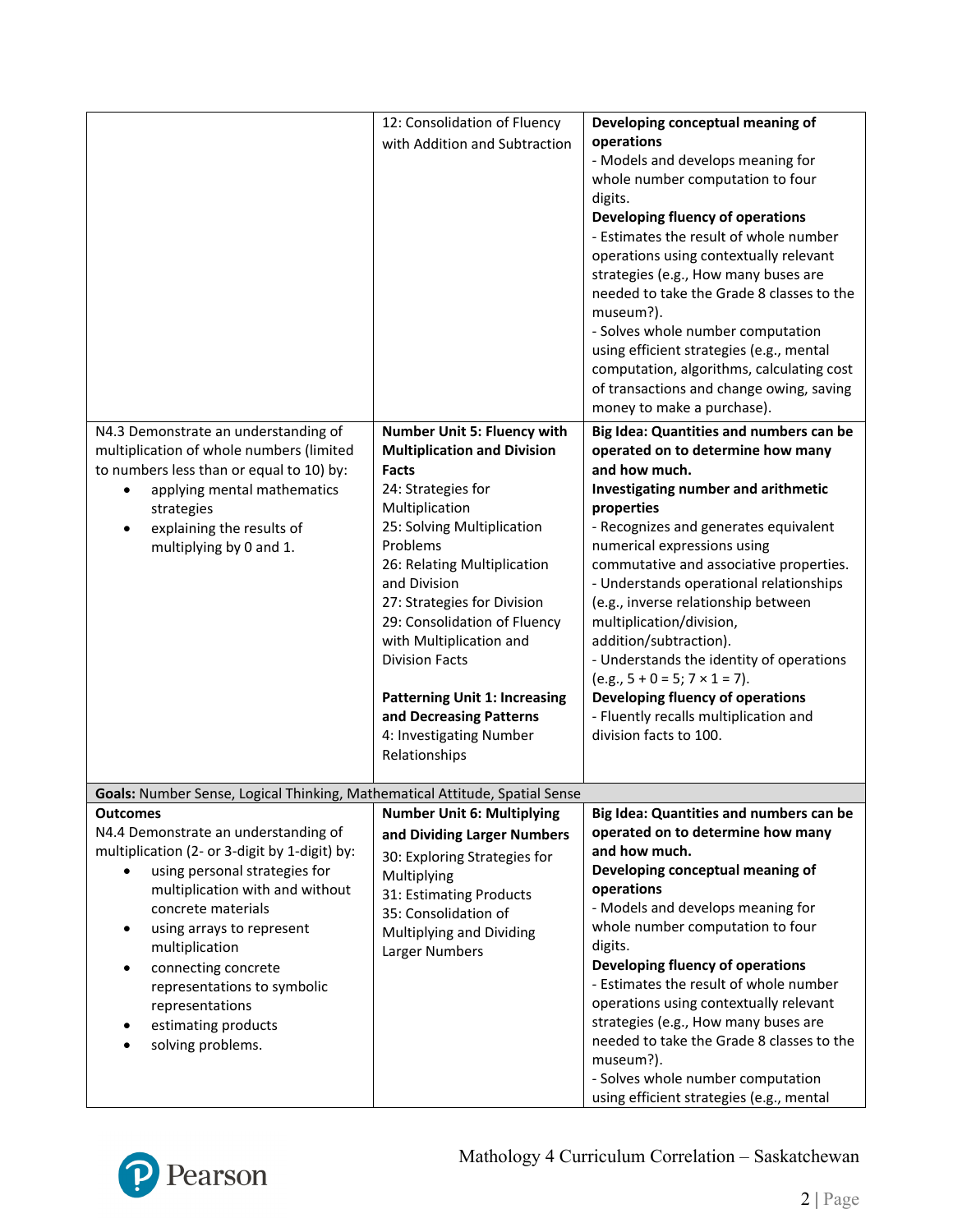| | | |
|---|---|---|
| | 12: Consolidation of Fluency with Addition and Subtraction | **Developing conceptual meaning of operations**<br>- Models and develops meaning for whole number computation to four digits.<br>**Developing fluency of operations**<br>- Estimates the result of whole number operations using contextually relevant strategies (e.g., How many buses are needed to take the Grade 8 classes to the museum?).<br>- Solves whole number computation using efficient strategies (e.g., mental computation, algorithms, calculating cost of transactions and change owing, saving money to make a purchase). |
| N4.3 Demonstrate an understanding of multiplication of whole numbers (limited to numbers less than or equal to 10) by:<br>• applying mental mathematics strategies<br>• explaining the results of multiplying by 0 and 1. | **Number Unit 5: Fluency with Multiplication and Division Facts**<br>24: Strategies for Multiplication<br>25: Solving Multiplication Problems<br>26: Relating Multiplication and Division<br>27: Strategies for Division<br>29: Consolidation of Fluency with Multiplication and Division Facts<br><br>**Patterning Unit 1: Increasing and Decreasing Patterns**<br>4: Investigating Number Relationships | **Big Idea: Quantities and numbers can be operated on to determine how many and how much.**<br>**Investigating number and arithmetic properties**<br>- Recognizes and generates equivalent numerical expressions using commutative and associative properties.<br>- Understands operational relationships (e.g., inverse relationship between multiplication/division, addition/subtraction).<br>- Understands the identity of operations (e.g., $5 + 0 = 5$; $7 \times 1 = 7$).<br>**Developing fluency of operations**<br>- Fluently recalls multiplication and division facts to 100. |
| **Goals:** Number Sense, Logical Thinking, Mathematical Attitude, Spatial Sense | | |
| **Outcomes**<br>N4.4 Demonstrate an understanding of multiplication (2- or 3-digit by 1-digit) by:<br>• using personal strategies for multiplication with and without concrete materials<br>• using arrays to represent multiplication<br>• connecting concrete representations to symbolic representations<br>• estimating products<br>• solving problems. | **Number Unit 6: Multiplying and Dividing Larger Numbers**<br>30: Exploring Strategies for Multiplying<br>31: Estimating Products<br>35: Consolidation of Multiplying and Dividing Larger Numbers | **Big Idea: Quantities and numbers can be operated on to determine how many and how much.**<br>**Developing conceptual meaning of operations**<br>- Models and develops meaning for whole number computation to four digits.<br>**Developing fluency of operations**<br>- Estimates the result of whole number operations using contextually relevant strategies (e.g., How many buses are needed to take the Grade 8 classes to the museum?).<br>- Solves whole number computation using efficient strategies (e.g., mental |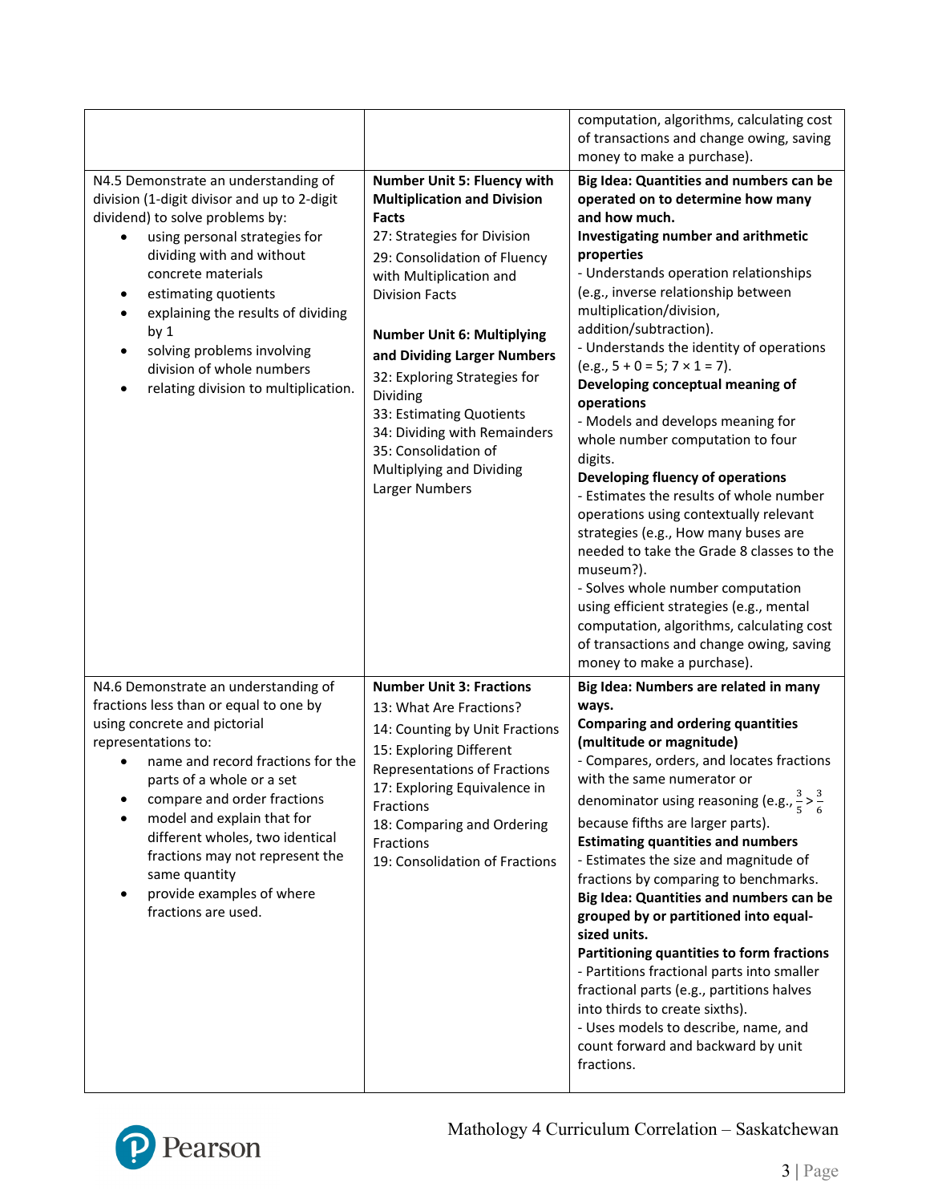| | | |
|---|---|---|
| | | computation, algorithms, calculating cost of transactions and change owing, saving money to make a purchase). |
| N4.5 Demonstrate an understanding of division (1-digit divisor and up to 2-digit dividend) to solve problems by:<br>• using personal strategies for dividing with and without concrete materials<br>• estimating quotients<br>• explaining the results of dividing by 1<br>• solving problems involving division of whole numbers<br>• relating division to multiplication. | **Number Unit 5: Fluency with Multiplication and Division Facts**<br>27: Strategies for Division<br>29: Consolidation of Fluency with Multiplication and Division Facts<br><br>**Number Unit 6: Multiplying and Dividing Larger Numbers**<br>32: Exploring Strategies for Dividing<br>33: Estimating Quotients<br>34: Dividing with Remainders<br>35: Consolidation of Multiplying and Dividing Larger Numbers | **Big Idea: Quantities and numbers can be operated on to determine how many and how much.**<br>**Investigating number and arithmetic properties**<br>- Understands operation relationships (e.g., inverse relationship between multiplication/division, addition/subtraction).<br>- Understands the identity of operations (e.g., $5 + 0 = 5$; $7 \times 1 = 7$).<br>**Developing conceptual meaning of operations**<br>- Models and develops meaning for whole number computation to four digits.<br>**Developing fluency of operations**<br>- Estimates the results of whole number operations using contextually relevant strategies (e.g., How many buses are needed to take the Grade 8 classes to the museum?).<br>- Solves whole number computation using efficient strategies (e.g., mental computation, algorithms, calculating cost of transactions and change owing, saving money to make a purchase). |
| N4.6 Demonstrate an understanding of fractions less than or equal to one by using concrete and pictorial representations to:<br>• name and record fractions for the parts of a whole or a set<br>• compare and order fractions<br>• model and explain that for different wholes, two identical fractions may not represent the same quantity<br>• provide examples of where fractions are used. | **Number Unit 3: Fractions**<br>13: What Are Fractions?<br>14: Counting by Unit Fractions<br>15: Exploring Different Representations of Fractions<br>17: Exploring Equivalence in Fractions<br>18: Comparing and Ordering Fractions<br>19: Consolidation of Fractions | **Big Idea: Numbers are related in many ways.**<br>**Comparing and ordering quantities (multitude or magnitude)**<br>- Compares, orders, and locates fractions with the same numerator or denominator using reasoning (e.g., $\frac{3}{5} > \frac{3}{6}$ because fifths are larger parts).<br>**Estimating quantities and numbers**<br>- Estimates the size and magnitude of fractions by comparing to benchmarks.<br>**Big Idea: Quantities and numbers can be grouped by or partitioned into equal-sized units.**<br>**Partitioning quantities to form fractions**<br>- Partitions fractional parts into smaller fractional parts (e.g., partitions halves into thirds to create sixths).<br>- Uses models to describe, name, and count forward and backward by unit fractions. |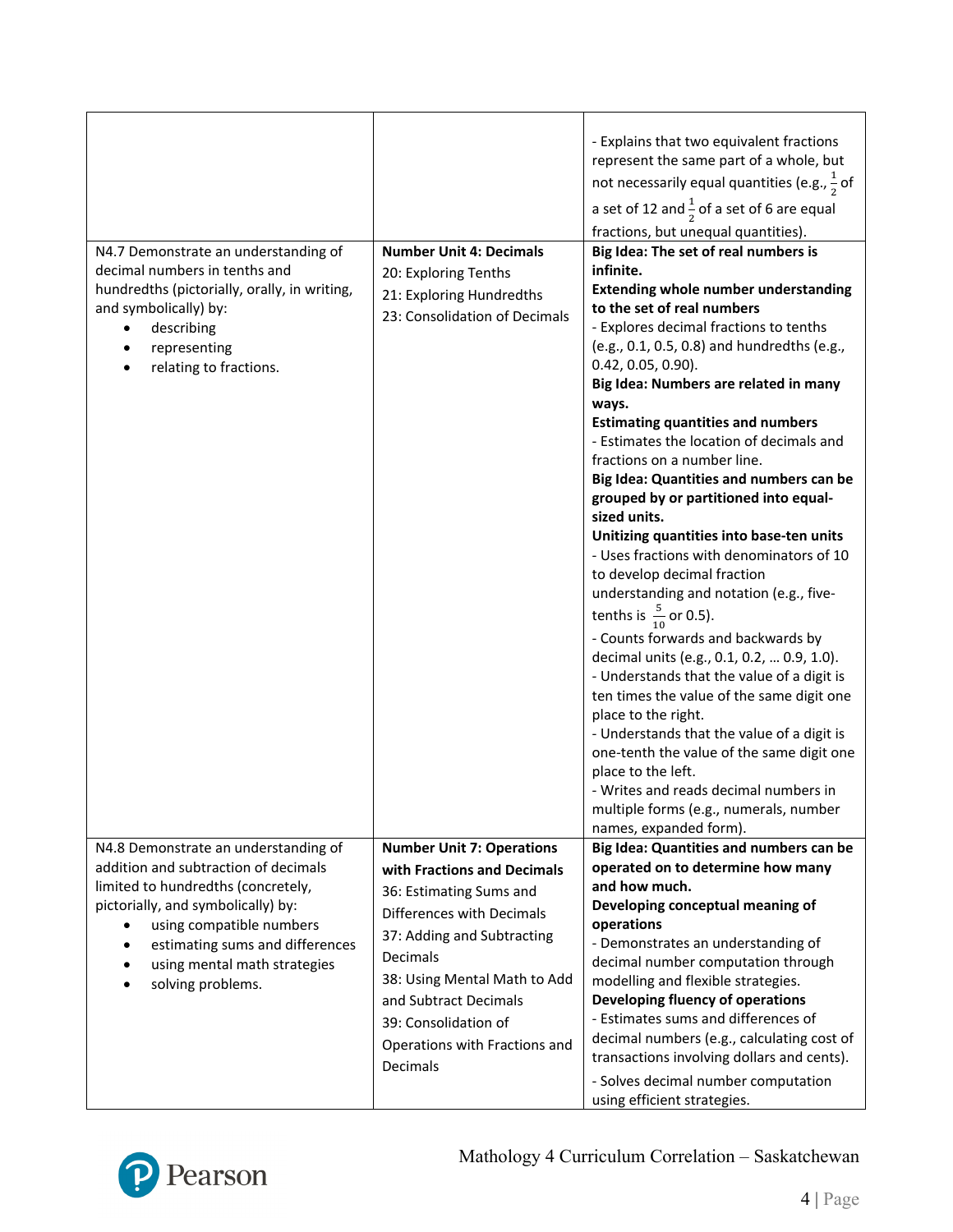| | | |
|---|---|---|
| | | - Explains that two equivalent fractions represent the same part of a whole, but not necessarily equal quantities (e.g., $\frac{1}{2}$ of a set of 12 and $\frac{1}{2}$ of a set of 6 are equal fractions, but unequal quantities). |
| N4.7 Demonstrate an understanding of decimal numbers in tenths and hundredths (pictorially, orally, in writing, and symbolically) by:<br>• describing<br>• representing<br>• relating to fractions. | **Number Unit 4: Decimals**<br>20: Exploring Tenths<br>21: Exploring Hundredths<br>23: Consolidation of Decimals | **Big Idea: The set of real numbers is infinite.**<br>**Extending whole number understanding to the set of real numbers**<br>- Explores decimal fractions to tenths (e.g., 0.1, 0.5, 0.8) and hundredths (e.g., 0.42, 0.05, 0.90).<br>**Big Idea: Numbers are related in many ways.**<br>**Estimating quantities and numbers**<br>- Estimates the location of decimals and fractions on a number line.<br>**Big Idea: Quantities and numbers can be grouped by or partitioned into equal-sized units.**<br>**Unitizing quantities into base-ten units**<br>- Uses fractions with denominators of 10 to develop decimal fraction understanding and notation (e.g., five-tenths is $\frac{5}{10}$ or 0.5).<br>- Counts forwards and backwards by decimal units (e.g., 0.1, 0.2, … 0.9, 1.0).<br>- Understands that the value of a digit is ten times the value of the same digit one place to the right.<br>- Understands that the value of a digit is one-tenth the value of the same digit one place to the left.<br>- Writes and reads decimal numbers in multiple forms (e.g., numerals, number names, expanded form). |
| N4.8 Demonstrate an understanding of addition and subtraction of decimals limited to hundredths (concretely, pictorially, and symbolically) by:<br>• using compatible numbers<br>• estimating sums and differences<br>• using mental math strategies<br>• solving problems. | **Number Unit 7: Operations with Fractions and Decimals**<br>36: Estimating Sums and Differences with Decimals<br>37: Adding and Subtracting Decimals<br>38: Using Mental Math to Add and Subtract Decimals<br>39: Consolidation of Operations with Fractions and Decimals | **Big Idea: Quantities and numbers can be operated on to determine how many and how much.**<br>**Developing conceptual meaning of operations**<br>- Demonstrates an understanding of decimal number computation through modelling and flexible strategies.<br>**Developing fluency of operations**<br>- Estimates sums and differences of decimal numbers (e.g., calculating cost of transactions involving dollars and cents).<br>- Solves decimal number computation using efficient strategies. |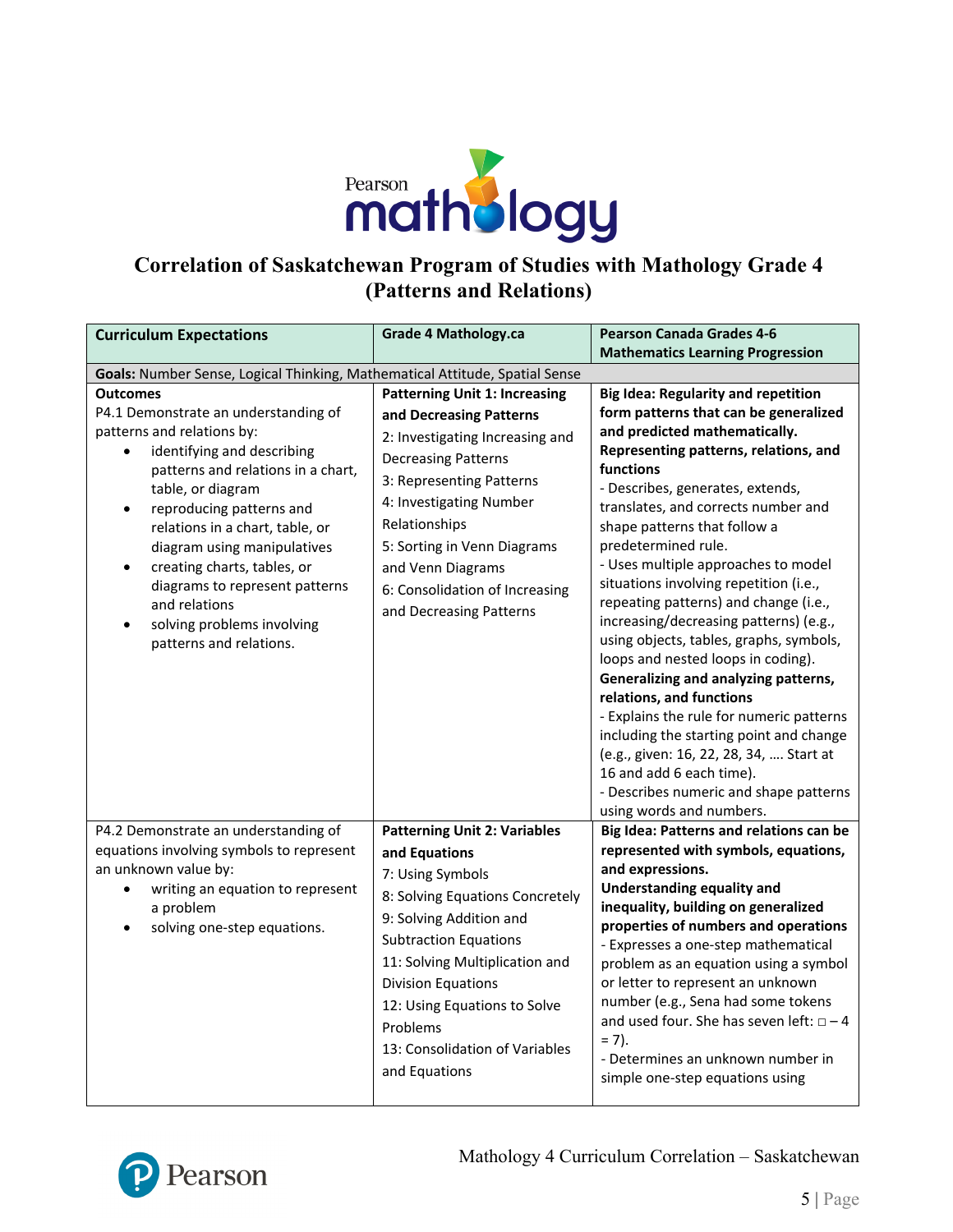# Correlation of Saskatchewan Program of Studies with Mathology Grade 4 (Patterns and Relations)

| Curriculum Expectations | Grade 4 Mathology.ca | Pearson Canada Grades 4-6 Mathematics Learning Progression |
|---|---|---|
| **Goals:** Number Sense, Logical Thinking, Mathematical Attitude, Spatial Sense | | |
| **Outcomes**<br>P4.1 Demonstrate an understanding of patterns and relations by:<br>• identifying and describing patterns and relations in a chart, table, or diagram<br>• reproducing patterns and relations in a chart, table, or diagram using manipulatives<br>• creating charts, tables, or diagrams to represent patterns and relations<br>• solving problems involving patterns and relations. | **Patterning Unit 1: Increasing and Decreasing Patterns**<br>2: Investigating Increasing and Decreasing Patterns<br>3: Representing Patterns<br>4: Investigating Number Relationships<br>5: Sorting in Venn Diagrams and Venn Diagrams<br>6: Consolidation of Increasing and Decreasing Patterns | **Big Idea: Regularity and repetition form patterns that can be generalized and predicted mathematically.**<br>**Representing patterns, relations, and functions**<br>- Describes, generates, extends, translates, and corrects number and shape patterns that follow a predetermined rule.<br>- Uses multiple approaches to model situations involving repetition (i.e., repeating patterns) and change (i.e., increasing/decreasing patterns) (e.g., using objects, tables, graphs, symbols, loops and nested loops in coding).<br>**Generalizing and analyzing patterns, relations, and functions**<br>- Explains the rule for numeric patterns including the starting point and change (e.g., given: 16, 22, 28, 34, …. Start at 16 and add 6 each time).<br>- Describes numeric and shape patterns using words and numbers. |
| P4.2 Demonstrate an understanding of equations involving symbols to represent an unknown value by:<br>• writing an equation to represent a problem<br>• solving one-step equations. | **Patterning Unit 2: Variables and Equations**<br>7: Using Symbols<br>8: Solving Equations Concretely<br>9: Solving Addition and Subtraction Equations<br>11: Solving Multiplication and Division Equations<br>12: Using Equations to Solve Problems<br>13: Consolidation of Variables and Equations | **Big Idea: Patterns and relations can be represented with symbols, equations, and expressions.**<br>**Understanding equality and inequality, building on generalized properties of numbers and operations**<br>- Expresses a one-step mathematical problem as an equation using a symbol or letter to represent an unknown number (e.g., Sena had some tokens and used four. She has seven left: □ – 4 = 7).<br>- Determines an unknown number in simple one-step equations using |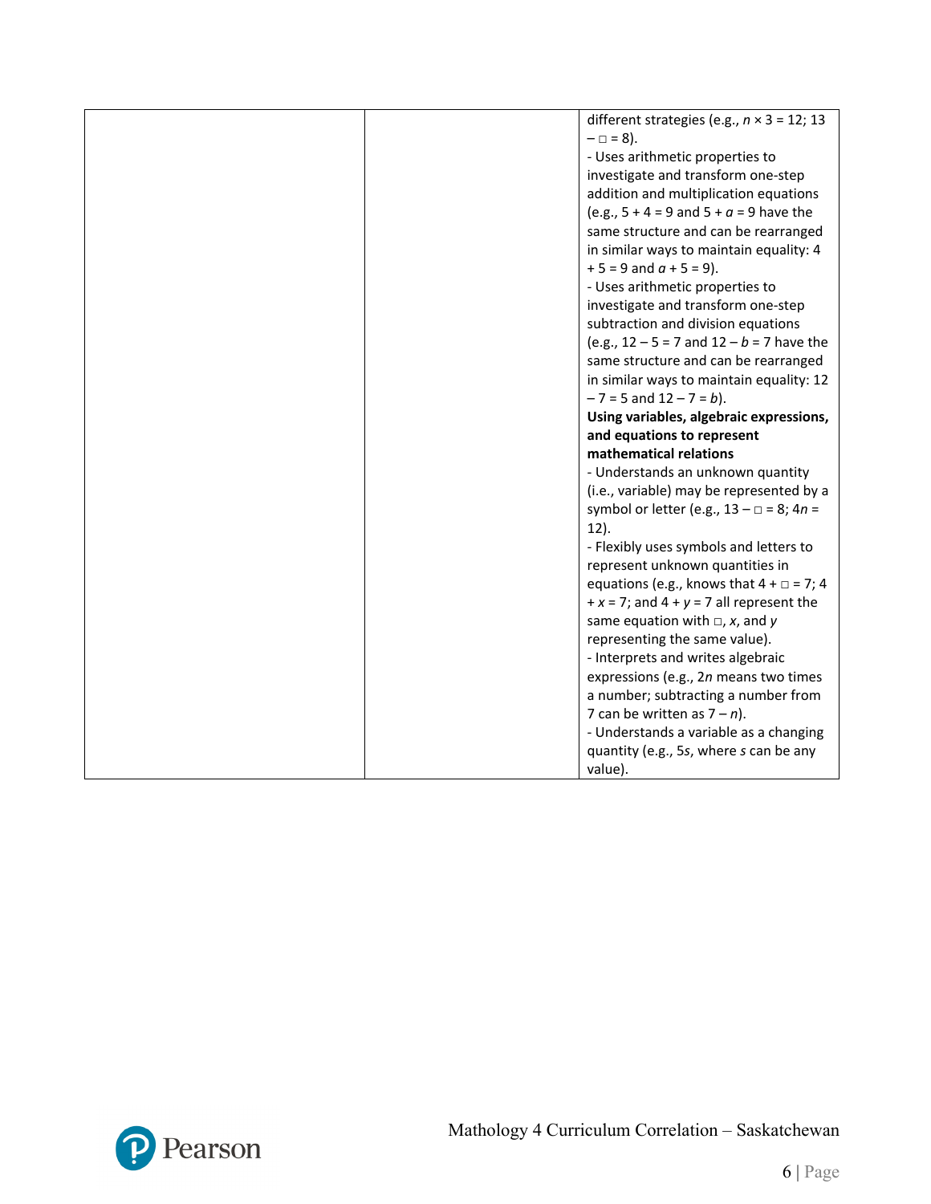| | | |
|---|---|---|
| | | different strategies (e.g., $n \times 3 = 12$; $13 - \square = 8$).<br>- Uses arithmetic properties to investigate and transform one-step addition and multiplication equations (e.g., $5 + 4 = 9$ and $5 + a = 9$ have the same structure and can be rearranged in similar ways to maintain equality: $4 + 5 = 9$ and $a + 5 = 9$).<br>- Uses arithmetic properties to investigate and transform one-step subtraction and division equations (e.g., $12 - 5 = 7$ and $12 - b = 7$ have the same structure and can be rearranged in similar ways to maintain equality: $12 - 7 = 5$ and $12 - 7 = b$).<br>**Using variables, algebraic expressions, and equations to represent mathematical relations**<br>- Understands an unknown quantity (i.e., variable) may be represented by a symbol or letter (e.g., $13 - \square = 8$; $4n = 12$).<br>- Flexibly uses symbols and letters to represent unknown quantities in equations (e.g., knows that $4 + \square = 7$; $4 + x = 7$; and $4 + y = 7$ all represent the same equation with $\square$, $x$, and $y$ representing the same value).<br>- Interprets and writes algebraic expressions (e.g., $2n$ means two times a number; subtracting a number from 7 can be written as $7 - n$).<br>- Understands a variable as a changing quantity (e.g., $5s$, where $s$ can be any value). |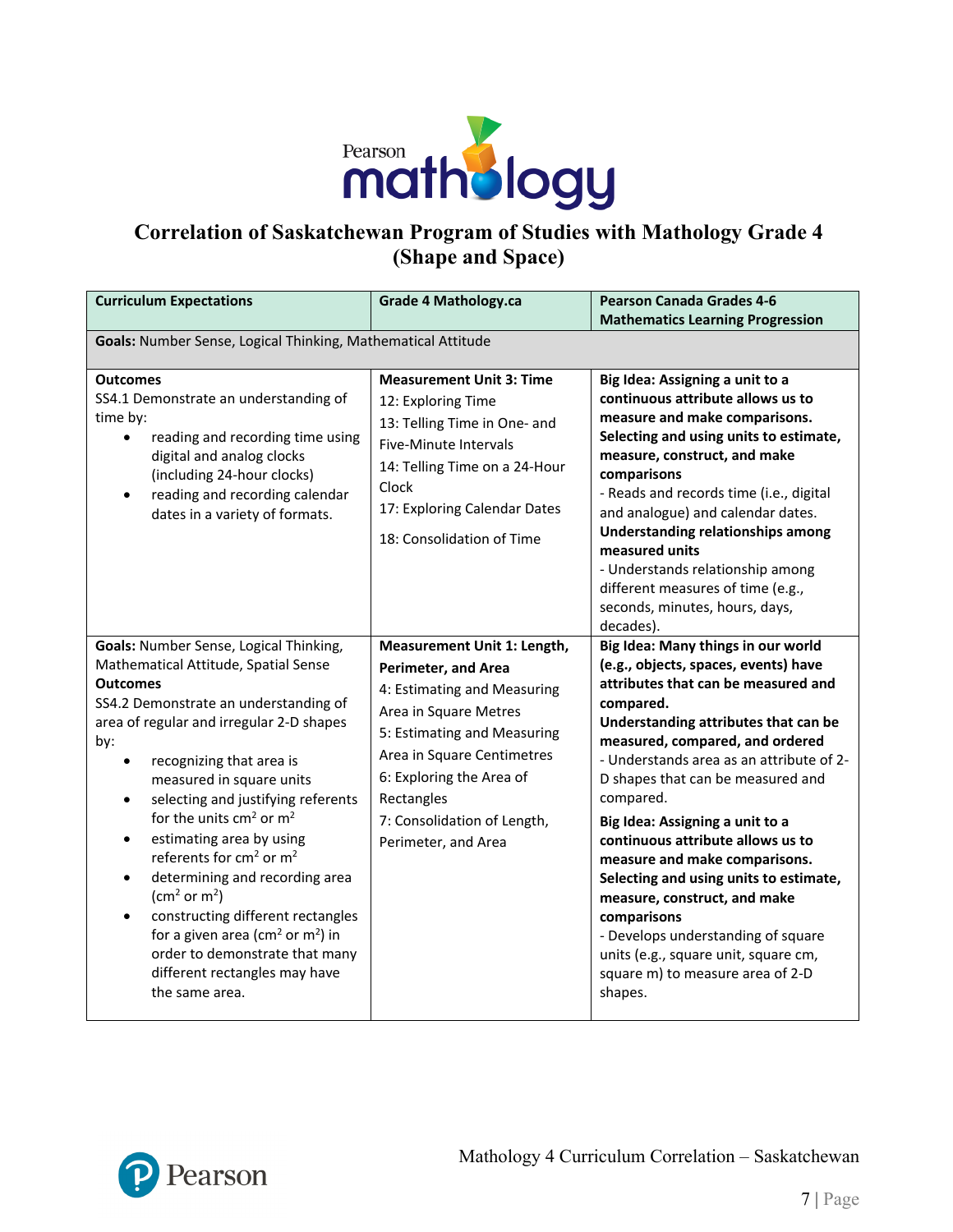# Correlation of Saskatchewan Program of Studies with Mathology Grade 4 (Shape and Space)

| Curriculum Expectations | Grade 4 Mathology.ca | Pearson Canada Grades 4-6 Mathematics Learning Progression |
|---|---|---|
| **Goals:** Number Sense, Logical Thinking, Mathematical Attitude | | |
| **Outcomes**<br>SS4.1 Demonstrate an understanding of time by:<br>• reading and recording time using digital and analog clocks (including 24-hour clocks)<br>• reading and recording calendar dates in a variety of formats. | **Measurement Unit 3: Time**<br>12: Exploring Time<br>13: Telling Time in One- and Five-Minute Intervals<br>14: Telling Time on a 24-Hour Clock<br>17: Exploring Calendar Dates<br>18: Consolidation of Time | **Big Idea: Assigning a unit to a continuous attribute allows us to measure and make comparisons.**<br>**Selecting and using units to estimate, measure, construct, and make comparisons**<br>- Reads and records time (i.e., digital and analogue) and calendar dates.<br>**Understanding relationships among measured units**<br>- Understands relationship among different measures of time (e.g., seconds, minutes, hours, days, decades). |
| **Goals:** Number Sense, Logical Thinking, Mathematical Attitude, Spatial Sense<br>**Outcomes**<br>SS4.2 Demonstrate an understanding of area of regular and irregular 2-D shapes by:<br>• recognizing that area is measured in square units<br>• selecting and justifying referents for the units $cm^2$ or $m^2$<br>• estimating area by using referents for $cm^2$ or $m^2$<br>• determining and recording area ($cm^2$ or $m^2$)<br>• constructing different rectangles for a given area ($cm^2$ or $m^2$) in order to demonstrate that many different rectangles may have the same area. | **Measurement Unit 1: Length, Perimeter, and Area**<br>4: Estimating and Measuring Area in Square Metres<br>5: Estimating and Measuring Area in Square Centimetres<br>6: Exploring the Area of Rectangles<br>7: Consolidation of Length, Perimeter, and Area | **Big Idea: Many things in our world (e.g., objects, spaces, events) have attributes that can be measured and compared.**<br>**Understanding attributes that can be measured, compared, and ordered**<br>- Understands area as an attribute of 2-D shapes that can be measured and compared.<br>**Big Idea: Assigning a unit to a continuous attribute allows us to measure and make comparisons.**<br>**Selecting and using units to estimate, measure, construct, and make comparisons**<br>- Develops understanding of square units (e.g., square unit, square cm, square m) to measure area of 2-D shapes. |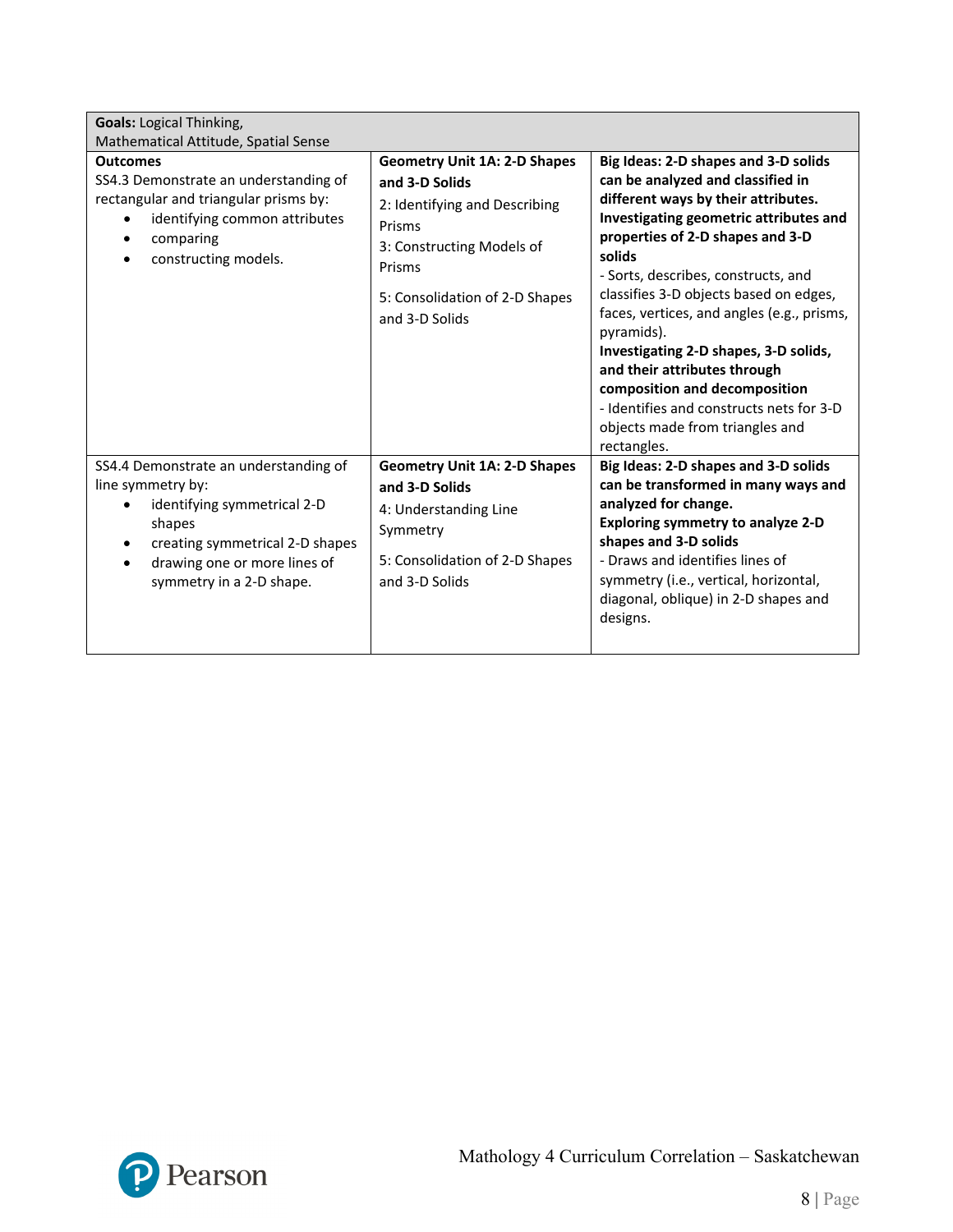| **Goals:** Logical Thinking, Mathematical Attitude, Spatial Sense | | |
|---|---|---|
| **Outcomes**<br>SS4.3 Demonstrate an understanding of rectangular and triangular prisms by:<br>• identifying common attributes<br>• comparing<br>• constructing models. | **Geometry Unit 1A: 2-D Shapes and 3-D Solids**<br>2: Identifying and Describing Prisms<br>3: Constructing Models of Prisms<br>5: Consolidation of 2-D Shapes and 3-D Solids | **Big Ideas: 2-D shapes and 3-D solids can be analyzed and classified in different ways by their attributes.**<br>**Investigating geometric attributes and properties of 2-D shapes and 3-D solids**<br>- Sorts, describes, constructs, and classifies 3-D objects based on edges, faces, vertices, and angles (e.g., prisms, pyramids).<br>**Investigating 2-D shapes, 3-D solids, and their attributes through composition and decomposition**<br>- Identifies and constructs nets for 3-D objects made from triangles and rectangles. |
| SS4.4 Demonstrate an understanding of line symmetry by:<br>• identifying symmetrical 2-D shapes<br>• creating symmetrical 2-D shapes<br>• drawing one or more lines of symmetry in a 2-D shape. | **Geometry Unit 1A: 2-D Shapes and 3-D Solids**<br>4: Understanding Line Symmetry<br>5: Consolidation of 2-D Shapes and 3-D Solids | **Big Ideas: 2-D shapes and 3-D solids can be transformed in many ways and analyzed for change.**<br>**Exploring symmetry to analyze 2-D shapes and 3-D solids**<br>- Draws and identifies lines of symmetry (i.e., vertical, horizontal, diagonal, oblique) in 2-D shapes and designs. |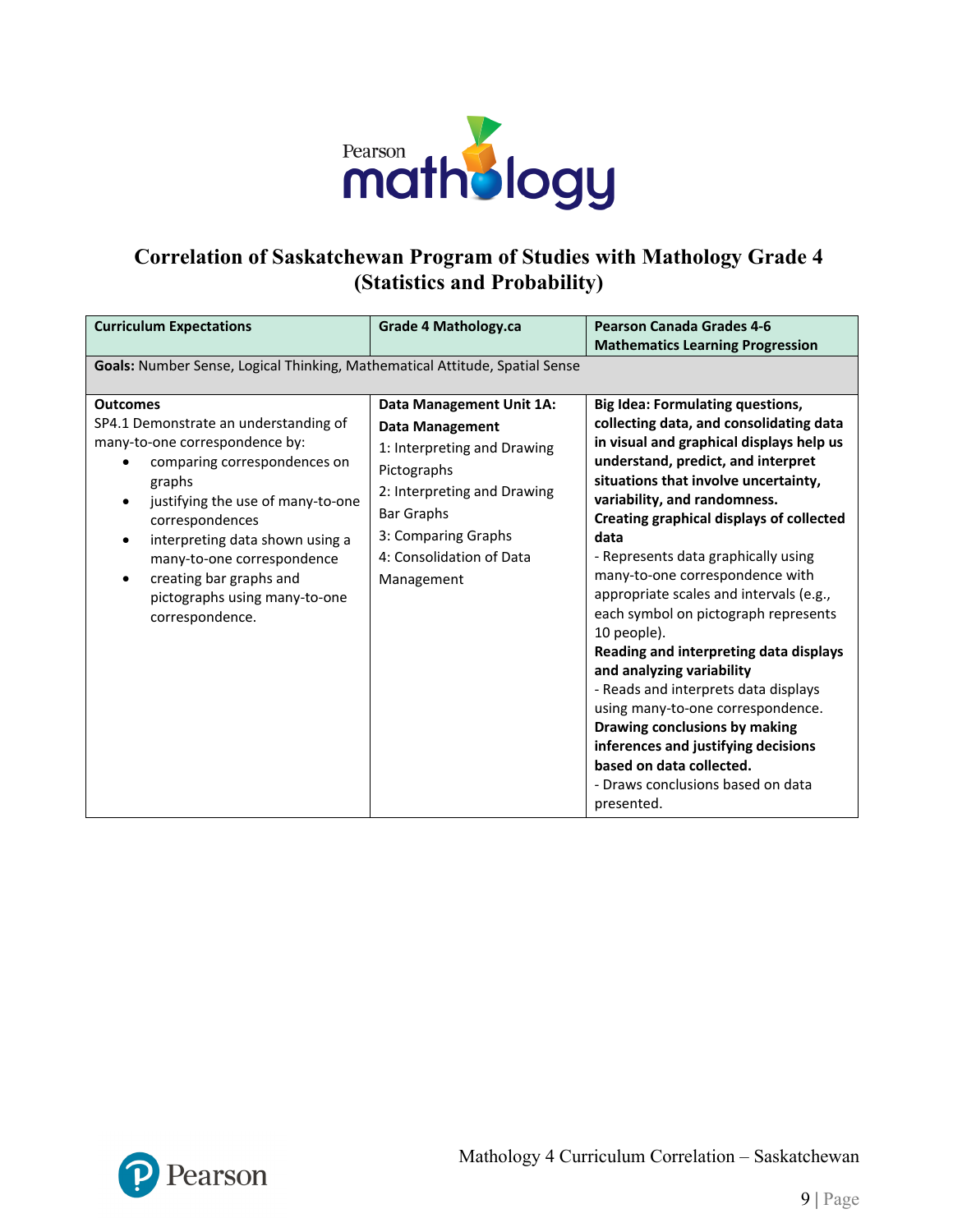# Correlation of Saskatchewan Program of Studies with Mathology Grade 4 (Statistics and Probability)

| Curriculum Expectations | Grade 4 Mathology.ca | Pearson Canada Grades 4-6 Mathematics Learning Progression |
|---|---|---|
| **Goals:** Number Sense, Logical Thinking, Mathematical Attitude, Spatial Sense | | |
| **Outcomes**<br>SP4.1 Demonstrate an understanding of many-to-one correspondence by:<br>• comparing correspondences on graphs<br>• justifying the use of many-to-one correspondences<br>• interpreting data shown using a many-to-one correspondence<br>• creating bar graphs and pictographs using many-to-one correspondence. | **Data Management Unit 1A: Data Management**<br>1: Interpreting and Drawing Pictographs<br>2: Interpreting and Drawing Bar Graphs<br>3: Comparing Graphs<br>4: Consolidation of Data Management | **Big Idea: Formulating questions, collecting data, and consolidating data in visual and graphical displays help us understand, predict, and interpret situations that involve uncertainty, variability, and randomness.**<br>**Creating graphical displays of collected data**<br>- Represents data graphically using many-to-one correspondence with appropriate scales and intervals (e.g., each symbol on pictograph represents 10 people).<br>**Reading and interpreting data displays and analyzing variability**<br>- Reads and interprets data displays using many-to-one correspondence.<br>**Drawing conclusions by making inferences and justifying decisions based on data collected.**<br>- Draws conclusions based on data presented. |